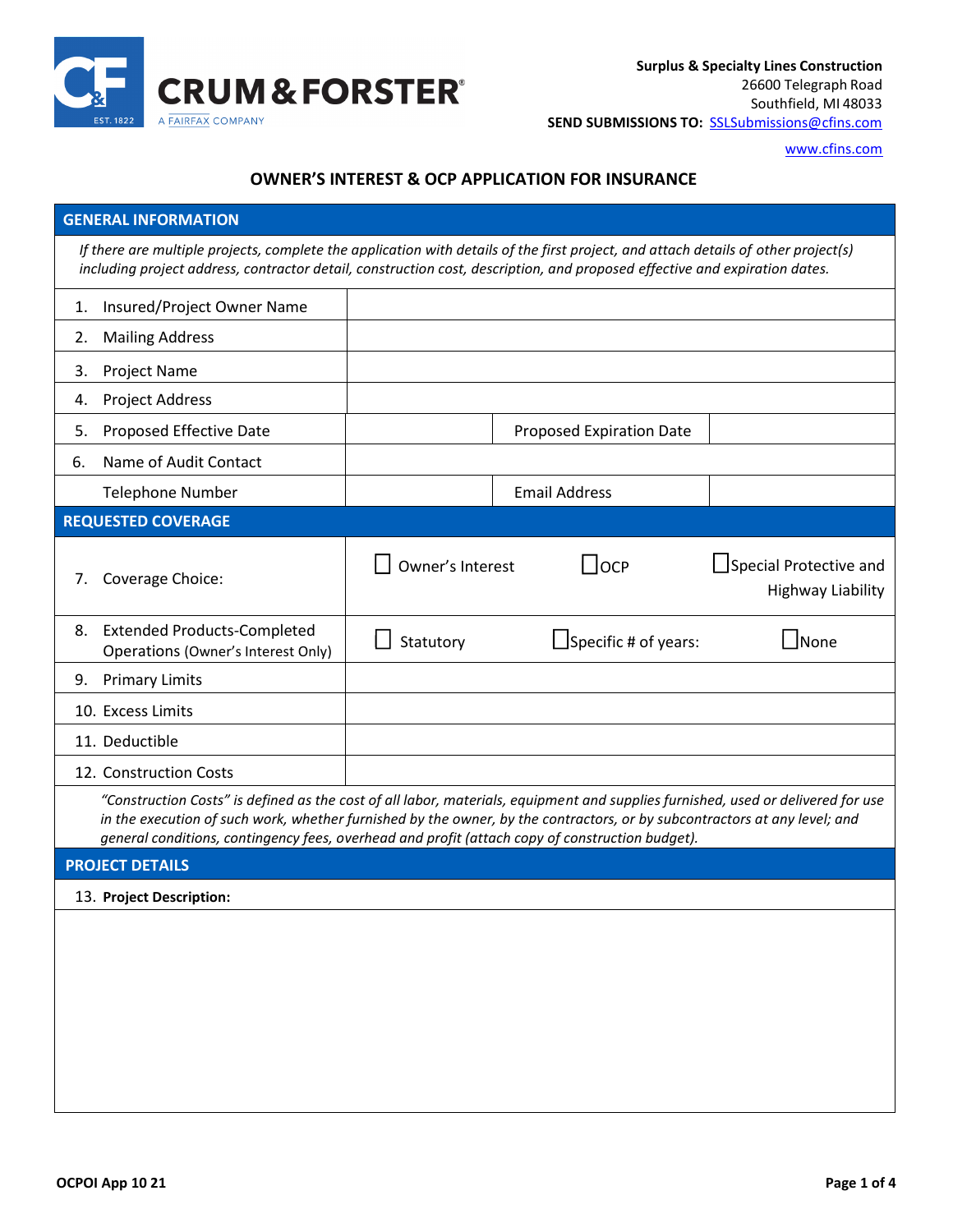CRUM & FORSTER
A FAIRFAX COMPANY

**Surplus & Specialty Lines Construction**
26600 Telegraph Road
Southfield, MI 48033
**SEND SUBMISSIONS TO:** SSLSubmissions@cfins.com

www.cfins.com

# OWNER'S INTEREST & OCP APPLICATION FOR INSURANCE

## GENERAL INFORMATION

*If there are multiple projects, complete the application with details of the first project, and attach details of other project(s) including project address, contractor detail, construction cost, description, and proposed effective and expiration dates.*

| | | | |
|---|---|---|---|
| 1. Insured/Project Owner Name | | | |
| 2. Mailing Address | | | |
| 3. Project Name | | | |
| 4. Project Address | | | |
| 5. Proposed Effective Date | | Proposed Expiration Date | |
| 6. Name of Audit Contact | | | |
| Telephone Number | | Email Address | |

## REQUESTED COVERAGE

| | | | |
|---|---|---|---|
| 7. Coverage Choice: | ☐ Owner's Interest | ☐ OCP | ☐ Special Protective and Highway Liability |
| 8. Extended Products-Completed Operations (Owner's Interest Only) | ☐ Statutory | ☐ Specific # of years: | ☐ None |
| 9. Primary Limits | | | |
| 10. Excess Limits | | | |
| 11. Deductible | | | |
| 12. Construction Costs | | | |

*"Construction Costs" is defined as the cost of all labor, materials, equipment and supplies furnished, used or delivered for use in the execution of such work, whether furnished by the owner, by the contractors, or by subcontractors at any level; and general conditions, contingency fees, overhead and profit (attach copy of construction budget).*

## PROJECT DETAILS

13. **Project Description:**

OCPOI App 10 21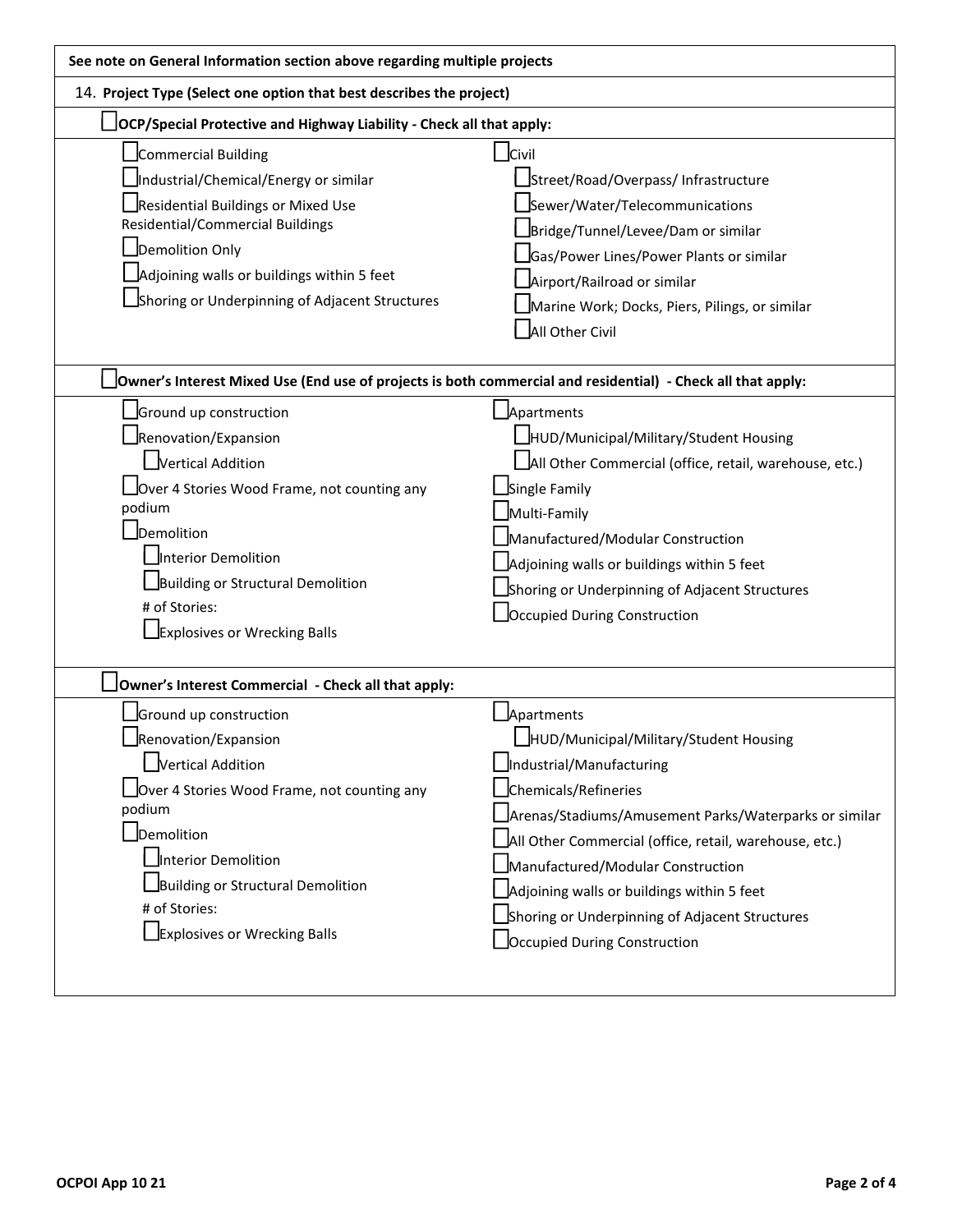**See note on General Information section above regarding multiple projects**

14. **Project Type (Select one option that best describes the project)**

☐ **OCP/Special Protective and Highway Liability - Check all that apply:**

- ☐ Commercial Building
- ☐ Industrial/Chemical/Energy or similar
- ☐ Residential Buildings or Mixed Use Residential/Commercial Buildings
- ☐ Demolition Only
- ☐ Adjoining walls or buildings within 5 feet
- ☐ Shoring or Underpinning of Adjacent Structures
- ☐ Civil
  - ☐ Street/Road/Overpass/ Infrastructure
  - ☐ Sewer/Water/Telecommunications
  - ☐ Bridge/Tunnel/Levee/Dam or similar
  - ☐ Gas/Power Lines/Power Plants or similar
  - ☐ Airport/Railroad or similar
  - ☐ Marine Work; Docks, Piers, Pilings, or similar
  - ☐ All Other Civil

☐ **Owner's Interest Mixed Use (End use of projects is both commercial and residential) - Check all that apply:**

- ☐ Ground up construction
- ☐ Renovation/Expansion
  - ☐ Vertical Addition
- ☐ Over 4 Stories Wood Frame, not counting any podium
- ☐ Demolition
  - ☐ Interior Demolition
  - ☐ Building or Structural Demolition
  - # of Stories:
  - ☐ Explosives or Wrecking Balls
- ☐ Apartments
  - ☐ HUD/Municipal/Military/Student Housing
  - ☐ All Other Commercial (office, retail, warehouse, etc.)
- ☐ Single Family
- ☐ Multi-Family
- ☐ Manufactured/Modular Construction
- ☐ Adjoining walls or buildings within 5 feet
- ☐ Shoring or Underpinning of Adjacent Structures
- ☐ Occupied During Construction

☐ **Owner's Interest Commercial - Check all that apply:**

- ☐ Ground up construction
- ☐ Renovation/Expansion
  - ☐ Vertical Addition
- ☐ Over 4 Stories Wood Frame, not counting any podium
- ☐ Demolition
  - ☐ Interior Demolition
  - ☐ Building or Structural Demolition
  - # of Stories:
  - ☐ Explosives or Wrecking Balls
- ☐ Apartments
  - ☐ HUD/Municipal/Military/Student Housing
- ☐ Industrial/Manufacturing
- ☐ Chemicals/Refineries
- ☐ Arenas/Stadiums/Amusement Parks/Waterparks or similar
- ☐ All Other Commercial (office, retail, warehouse, etc.)
- ☐ Manufactured/Modular Construction
- ☐ Adjoining walls or buildings within 5 feet
- ☐ Shoring or Underpinning of Adjacent Structures
- ☐ Occupied During Construction

OCPOI App 10 21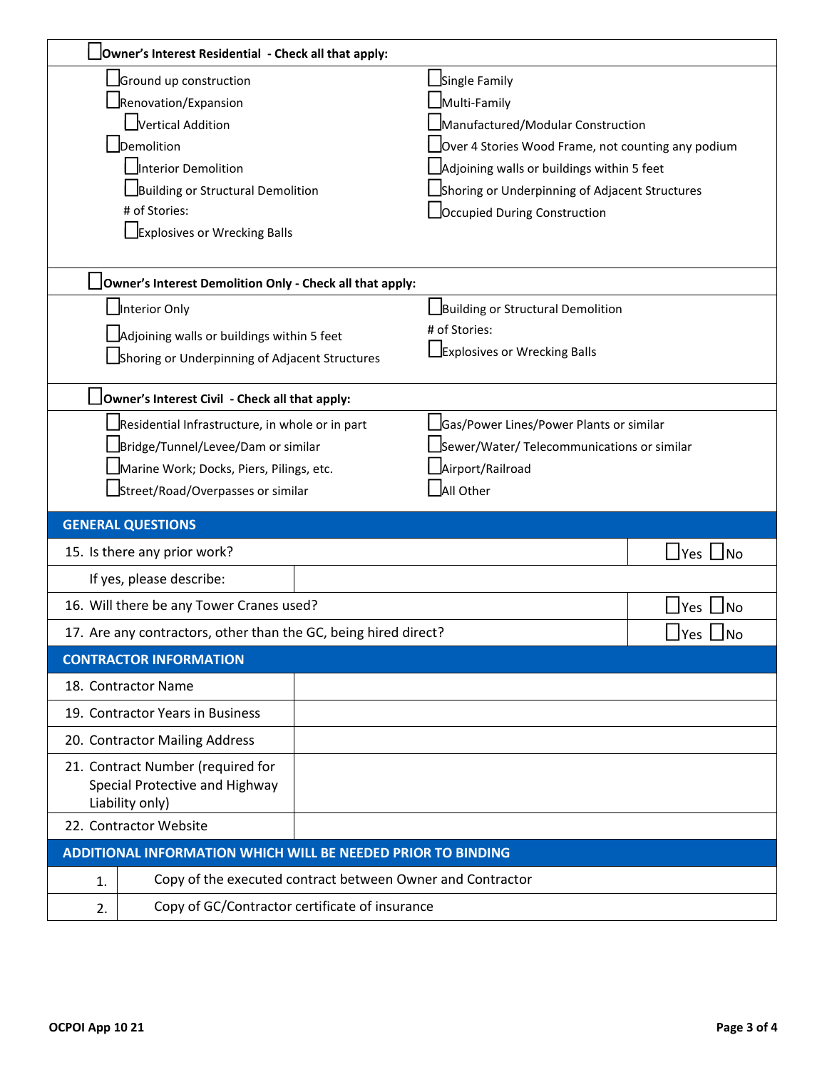| ☐ **Owner's Interest Residential - Check all that apply:** | |
|---|---|
| ☐ Ground up construction | ☐ Single Family |
| ☐ Renovation/Expansion | ☐ Multi-Family |
| &nbsp;&nbsp;&nbsp;&nbsp;☐ Vertical Addition | ☐ Manufactured/Modular Construction |
| ☐ Demolition | ☐ Over 4 Stories Wood Frame, not counting any podium |
| &nbsp;&nbsp;&nbsp;&nbsp;☐ Interior Demolition | ☐ Adjoining walls or building within 5 feet |
| &nbsp;&nbsp;&nbsp;&nbsp;☐ Building or Structural Demolition | ☐ Shoring or Underpinning of Adjacent Structures |
| &nbsp;&nbsp;&nbsp;&nbsp;# of Stories: | ☐ Occupied During Construction |
| &nbsp;&nbsp;&nbsp;&nbsp;☐ Explosives or Wrecking Balls | |

| ☐ **Owner's Interest Demolition Only - Check all that apply:** | |
|---|---|
| ☐ Interior Only | ☐ Building or Structural Demolition |
| ☐ Adjoining walls or buildings within 5 feet | # of Stories: |
| ☐ Shoring or Underpinning of Adjacent Structures | ☐ Explosives or Wrecking Balls |

| ☐ **Owner's Interest Civil - Check all that apply:** | |
|---|---|
| ☐ Residential Infrastructure, in whole or in part | ☐ Gas/Power Lines/Power Plants or similar |
| ☐ Bridge/Tunnel/Levee/Dam or similar | ☐ Sewer/Water/ Telecommunications or similar |
| ☐ Marine Work; Docks, Piers, Pilings, etc. | ☐ Airport/Railroad |
| ☐ Street/Road/Overpasses or similar | ☐ All Other |

## GENERAL QUESTIONS

| | |
|---|---|
| 15. Is there any prior work? | ☐ Yes ☐ No |
| If yes, please describe: | |
| 16. Will there be any Tower Cranes used? | ☐ Yes ☐ No |
| 17. Are any contractors, other than the GC, being hired direct? | ☐ Yes ☐ No |

## CONTRACTOR INFORMATION

| | |
|---|---|
| 18. Contractor Name | |
| 19. Contractor Years in Business | |
| 20. Contractor Mailing Address | |
| 21. Contract Number (required for Special Protective and Highway Liability only) | |
| 22. Contractor Website | |

## ADDITIONAL INFORMATION WHICH WILL BE NEEDED PRIOR TO BINDING

| | |
|---|---|
| 1. | Copy of the executed contract between Owner and Contractor |
| 2. | Copy of GC/Contractor certificate of insurance |

OCPOI App 10 21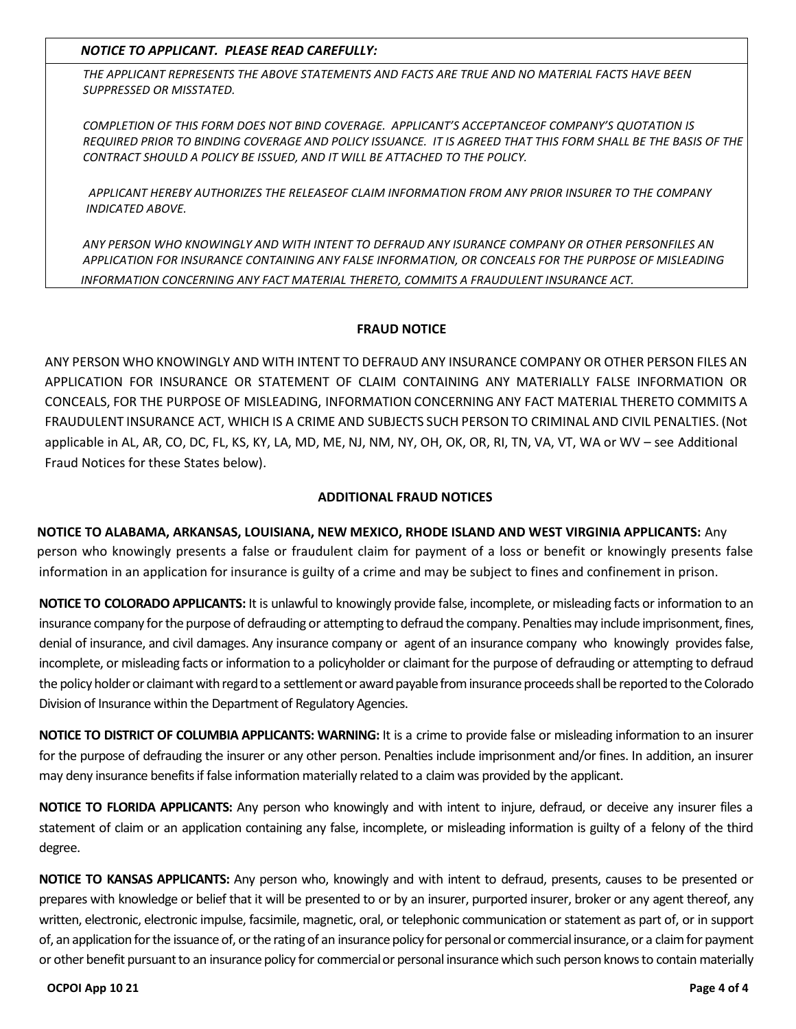*NOTICE TO APPLICANT. PLEASE READ CAREFULLY:*

*THE APPLICANT REPRESENTS THE ABOVE STATEMENTS AND FACTS ARE TRUE AND NO MATERIAL FACTS HAVE BEEN SUPPRESSED OR MISSTATED.*

*COMPLETION OF THIS FORM DOES NOT BIND COVERAGE. APPLICANT'S ACCEPTANCEOF COMPANY'S QUOTATION IS REQUIRED PRIOR TO BINDING COVERAGE AND POLICY ISSUANCE. IT IS AGREED THAT THIS FORM SHALL BE THE BASIS OF THE CONTRACT SHOULD A POLICY BE ISSUED, AND IT WILL BE ATTACHED TO THE POLICY.*

*APPLICANT HEREBY AUTHORIZES THE RELEASEOF CLAIM INFORMATION FROM ANY PRIOR INSURER TO THE COMPANY INDICATED ABOVE.*

*ANY PERSON WHO KNOWINGLY AND WITH INTENT TO DEFRAUD ANY ISURANCE COMPANY OR OTHER PERSONFILES AN APPLICATION FOR INSURANCE CONTAINING ANY FALSE INFORMATION, OR CONCEALS FOR THE PURPOSE OF MISLEADING INFORMATION CONCERNING ANY FACT MATERIAL THERETO, COMMITS A FRAUDULENT INSURANCE ACT.*

**FRAUD NOTICE**

ANY PERSON WHO KNOWINGLY AND WITH INTENT TO DEFRAUD ANY INSURANCE COMPANY OR OTHER PERSON FILES AN APPLICATION FOR INSURANCE OR STATEMENT OF CLAIM CONTAINING ANY MATERIALLY FALSE INFORMATION OR CONCEALS, FOR THE PURPOSE OF MISLEADING, INFORMATION CONCERNING ANY FACT MATERIAL THERETO COMMITS A FRAUDULENT INSURANCE ACT, WHICH IS A CRIME AND SUBJECTS SUCH PERSON TO CRIMINAL AND CIVIL PENALTIES. (Not applicable in AL, AR, CO, DC, FL, KS, KY, LA, MD, ME, NJ, NM, NY, OH, OK, OR, RI, TN, VA, VT, WA or WV – see Additional Fraud Notices for these States below).

**ADDITIONAL FRAUD NOTICES**

**NOTICE TO ALABAMA, ARKANSAS, LOUISIANA, NEW MEXICO, RHODE ISLAND AND WEST VIRGINIA APPLICANTS:** Any person who knowingly presents a false or fraudulent claim for payment of a loss or benefit or knowingly presents false information in an application for insurance is guilty of a crime and may be subject to fines and confinement in prison.

**NOTICE TO COLORADO APPLICANTS:** It is unlawful to knowingly provide false, incomplete, or misleading facts or information to an insurance company for the purpose of defrauding or attempting to defraud the company. Penalties may include imprisonment, fines, denial of insurance, and civil damages. Any insurance company or agent of an insurance company who knowingly provides false, incomplete, or misleading facts or information to a policyholder or claimant for the purpose of defrauding or attempting to defraud the policy holder or claimant with regard to a settlement or award payable from insurance proceeds shall be reported to the Colorado Division of Insurance within the Department of Regulatory Agencies.

**NOTICE TO DISTRICT OF COLUMBIA APPLICANTS: WARNING:** It is a crime to provide false or misleading information to an insurer for the purpose of defrauding the insurer or any other person. Penalties include imprisonment and/or fines. In addition, an insurer may deny insurance benefits if false information materially related to a claim was provided by the applicant.

**NOTICE TO FLORIDA APPLICANTS:** Any person who knowingly and with intent to injure, defraud, or deceive any insurer files a statement of claim or an application containing any false, incomplete, or misleading information is guilty of a felony of the third degree.

**NOTICE TO KANSAS APPLICANTS:** Any person who, knowingly and with intent to defraud, presents, causes to be presented or prepares with knowledge or belief that it will be presented to or by an insurer, purported insurer, broker or any agent thereof, any written, electronic, electronic impulse, facsimile, magnetic, oral, or telephonic communication or statement as part of, or in support of, an application for the issuance of, or the rating of an insurance policy for personal or commercial insurance, or a claim for payment or other benefit pursuant to an insurance policy for commercial or personal insurance which such person knows to contain materially

OCPOI App 10 21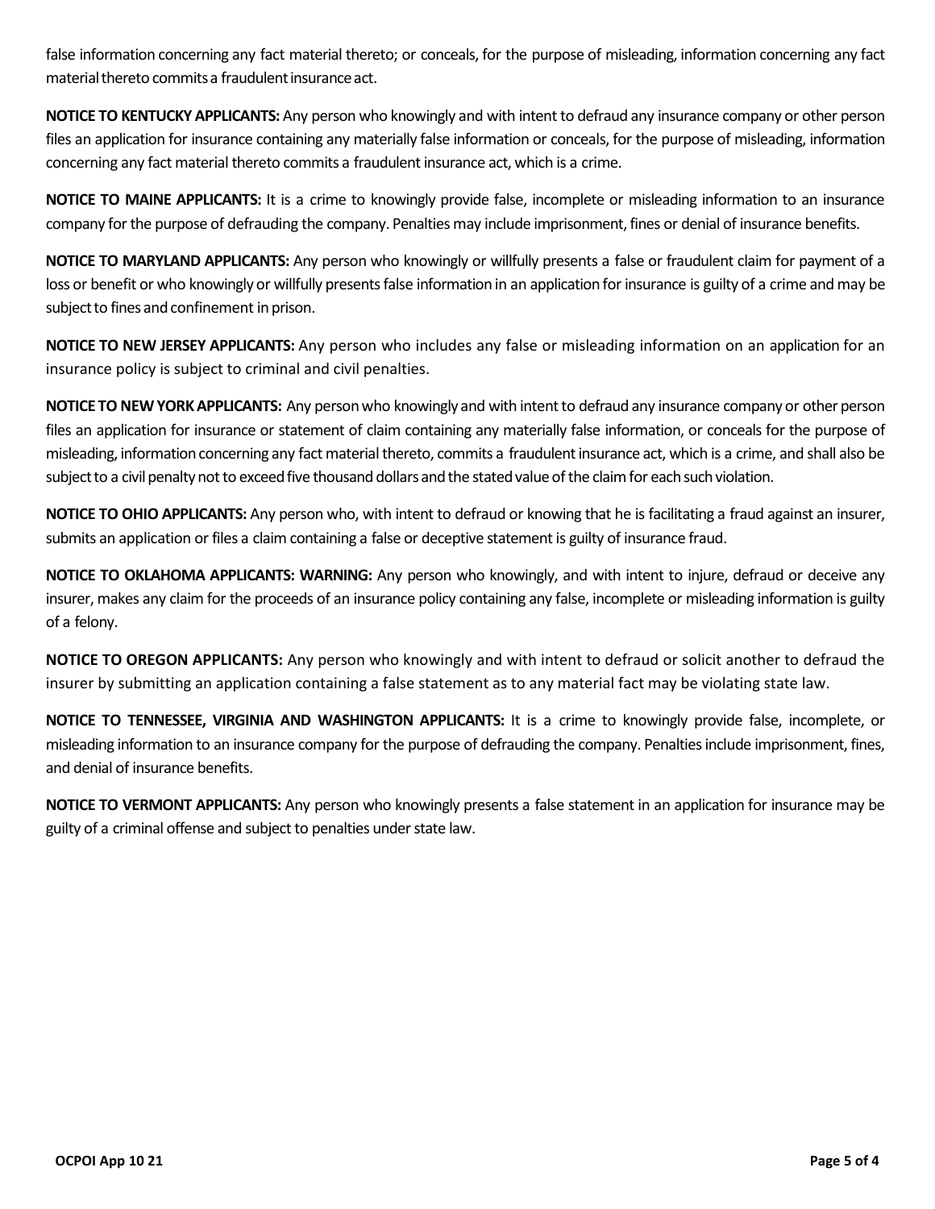false information concerning any fact material thereto; or conceals, for the purpose of misleading, information concerning any fact material thereto commits a fraudulent insurance act.

**NOTICE TO KENTUCKY APPLICANTS:** Any person who knowingly and with intent to defraud any insurance company or other person files an application for insurance containing any materially false information or conceals, for the purpose of misleading, information concerning any fact material thereto commits a fraudulent insurance act, which is a crime.

**NOTICE TO MAINE APPLICANTS:** It is a crime to knowingly provide false, incomplete or misleading information to an insurance company for the purpose of defrauding the company. Penalties may include imprisonment, fines or denial of insurance benefits.

**NOTICE TO MARYLAND APPLICANTS:** Any person who knowingly or willfully presents a false or fraudulent claim for payment of a loss or benefit or who knowingly or willfully presents false information in an application for insurance is guilty of a crime and may be subject to fines and confinement in prison.

**NOTICE TO NEW JERSEY APPLICANTS:** Any person who includes any false or misleading information on an application for an insurance policy is subject to criminal and civil penalties.

**NOTICE TO NEW YORK APPLICANTS:** Any person who knowingly and with intent to defraud any insurance company or other person files an application for insurance or statement of claim containing any materially false information, or conceals for the purpose of misleading, information concerning any fact material thereto, commits a fraudulent insurance act, which is a crime, and shall also be subject to a civil penalty not to exceed five thousand dollars and the stated value of the claim for each such violation.

**NOTICE TO OHIO APPLICANTS:** Any person who, with intent to defraud or knowing that he is facilitating a fraud against an insurer, submits an application or files a claim containing a false or deceptive statement is guilty of insurance fraud.

**NOTICE TO OKLAHOMA APPLICANTS: WARNING:** Any person who knowingly, and with intent to injure, defraud or deceive any insurer, makes any claim for the proceeds of an insurance policy containing any false, incomplete or misleading information is guilty of a felony.

**NOTICE TO OREGON APPLICANTS:** Any person who knowingly and with intent to defraud or solicit another to defraud the insurer by submitting an application containing a false statement as to any material fact may be violating state law.

**NOTICE TO TENNESSEE, VIRGINIA AND WASHINGTON APPLICANTS:** It is a crime to knowingly provide false, incomplete, or misleading information to an insurance company for the purpose of defrauding the company. Penalties include imprisonment, fines, and denial of insurance benefits.

**NOTICE TO VERMONT APPLICANTS:** Any person who knowingly presents a false statement in an application for insurance may be guilty of a criminal offense and subject to penalties under state law.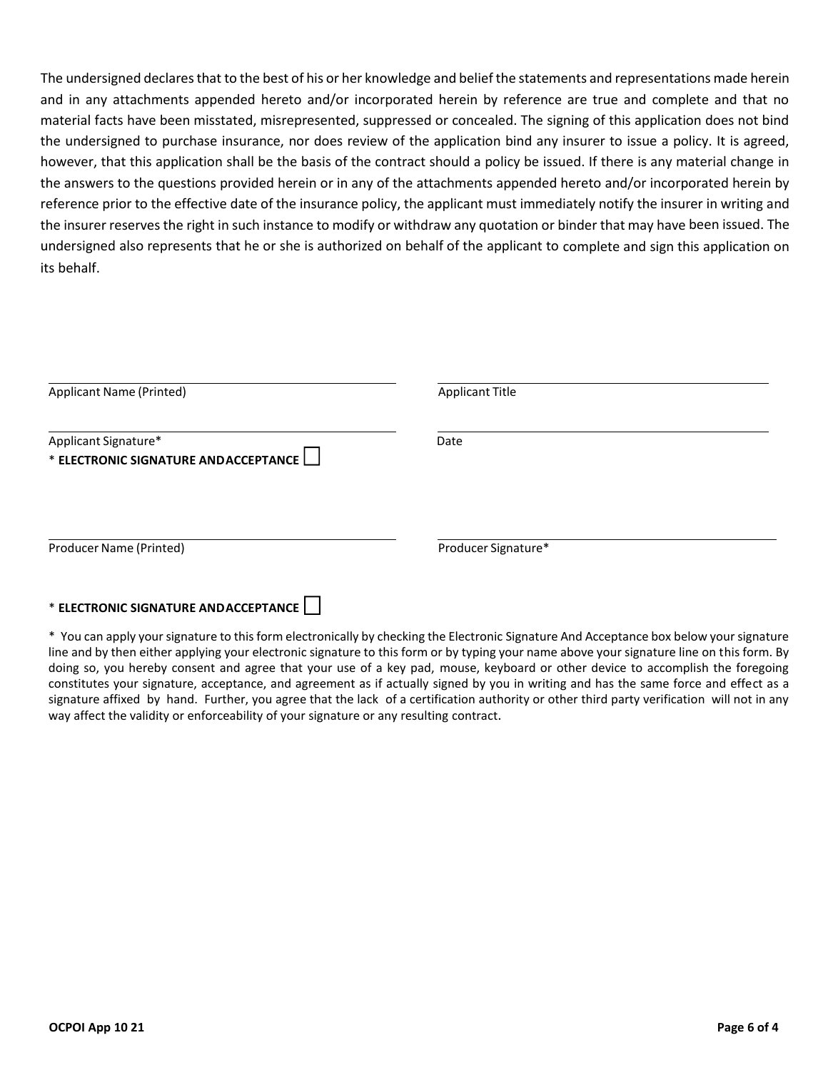The undersigned declares that to the best of his or her knowledge and belief the statements and representations made herein and in any attachments appended hereto and/or incorporated herein by reference are true and complete and that no material facts have been misstated, misrepresented, suppressed or concealed. The signing of this application does not bind the undersigned to purchase insurance, nor does review of the application bind any insurer to issue a policy. It is agreed, however, that this application shall be the basis of the contract should a policy be issued. If there is any material change in the answers to the questions provided herein or in any of the attachments appended hereto and/or incorporated herein by reference prior to the effective date of the insurance policy, the applicant must immediately notify the insurer in writing and the insurer reserves the right in such instance to modify or withdraw any quotation or binder that may have been issued. The undersigned also represents that he or she is authorized on behalf of the applicant to complete and sign this application on its behalf.

| | |
|---|---|
| ______________________________ | ______________________________ |
| Applicant Name (Printed) | Applicant Title |
| ______________________________ | ______________________________ |
| Applicant Signature* | Date |
| * **ELECTRONIC SIGNATURE AND ACCEPTANCE** ☐ | |
| ______________________________ | ______________________________ |
| Producer Name (Printed) | Producer Signature* |

* **ELECTRONIC SIGNATURE AND ACCEPTANCE** ☐

* You can apply your signature to this form electronically by checking the Electronic Signature And Acceptance box below your signature line and by then either applying your electronic signature to this form or by typing your name above your signature line on this form. By doing so, you hereby consent and agree that your use of a key pad, mouse, keyboard or other device to accomplish the foregoing constitutes your signature, acceptance, and agreement as if actually signed by you in writing and has the same force and effect as a signature affixed by hand. Further, you agree that the lack of a certification authority or other third party verification will not in any way affect the validity or enforceability of your signature or any resulting contract.